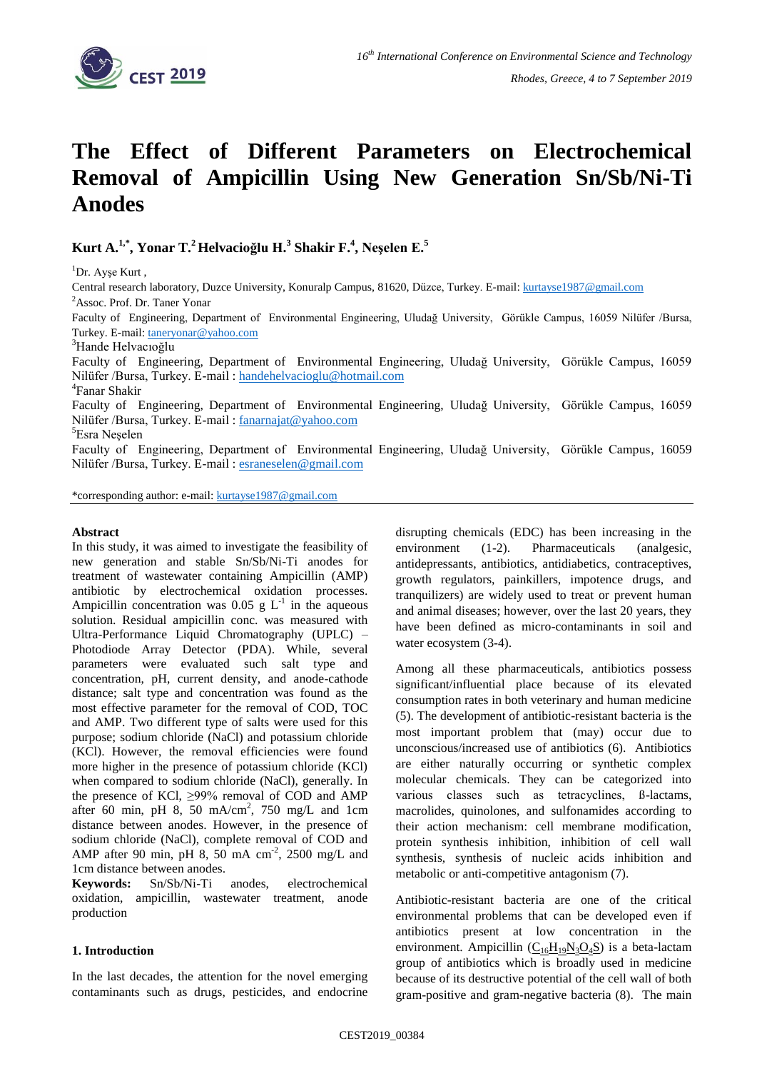# The Effect of Different Parameters on Electrochemical Removal of Ampicillin Using New Generation Sn/Sb/Ni-Ti Anodes

**Kurt A.[1,*], Yonar T.[2] Helvacioğlu H.[3] Shakir F.[4], Neşelen E.[5]**

[1]Dr. Ayşe Kurt ,

Central research laboratory, Duzce University, Konuralp Campus, 81620, Düzce, Turkey. E-mail: kurtayse1987@gmail.com

[2]Assoc. Prof. Dr. Taner Yonar

Faculty of Engineering, Department of Environmental Engineering, Uludağ University, Görükle Campus, 16059 Nilüfer /Bursa, Turkey. E-mail: taneryonar@yahoo.com

[3]Hande Helvacıoğlu

Faculty of Engineering, Department of Environmental Engineering, Uludağ University, Görükle Campus, 16059 Nilüfer /Bursa, Turkey. E-mail : handehelvacioglu@hotmail.com

[4]Fanar Shakir

Faculty of Engineering, Department of Environmental Engineering, Uludağ University, Görükle Campus, 16059 Nilüfer /Bursa, Turkey. E-mail : fanarnajat@yahoo.com

[5]Esra Neşelen

Faculty of Engineering, Department of Environmental Engineering, Uludağ University, Görükle Campus, 16059 Nilüfer /Bursa, Turkey. E-mail : esraneselen@gmail.com

*corresponding author: e-mail: kurtayse1987@gmail.com

**Abstract**

In this study, it was aimed to investigate the feasibility of new generation and stable Sn/Sb/Ni-Ti anodes for treatment of wastewater containing Ampicillin (AMP) antibiotic by electrochemical oxidation processes. Ampicillin concentration was 0.05 g $L^{-1}$ in the aqueous solution. Residual ampicillin conc. was measured with Ultra-Performance Liquid Chromatography (UPLC) – Photodiode Array Detector (PDA). While, several parameters were evaluated such salt type and concentration, pH, current density, and anode-cathode distance; salt type and concentration was found as the most effective parameter for the removal of COD, TOC and AMP. Two different type of salts were used for this purpose; sodium chloride (NaCl) and potassium chloride (KCl). However, the removal efficiencies were found more higher in the presence of potassium chloride (KCl) when compared to sodium chloride (NaCl), generally. In the presence of KCl, ≥99% removal of COD and AMP after 60 min, pH 8, 50 mA/$cm^2$, 750 mg/L and 1cm distance between anodes. However, in the presence of sodium chloride (NaCl), complete removal of COD and AMP after 90 min, pH 8, 50 mA $cm^{-2}$, 2500 mg/L and 1cm distance between anodes.

**Keywords:** Sn/Sb/Ni-Ti anodes, electrochemical oxidation, ampicillin, wastewater treatment, anode production

## 1. Introduction

In the last decades, the attention for the novel emerging contaminants such as drugs, pesticides, and endocrine disrupting chemicals (EDC) has been increasing in the environment (1-2). Pharmaceuticals (analgesic, antidepressants, antibiotics, antidiabetics, contraceptives, growth regulators, painkillers, impotence drugs, and tranquilizers) are widely used to treat or prevent human and animal diseases; however, over the last 20 years, they have been defined as micro-contaminants in soil and water ecosystem (3-4).

Among all these pharmaceuticals, antibiotics possess significant/influential place because of its elevated consumption rates in both veterinary and human medicine (5). The development of antibiotic-resistant bacteria is the most important problem that (may) occur due to unconscious/increased use of antibiotics (6). Antibiotics are either naturally occurring or synthetic complex molecular chemicals. They can be categorized into various classes such as tetracyclines, ß-lactams, macrolides, quinolones, and sulfonamides according to their action mechanism: cell membrane modification, protein synthesis inhibition, inhibition of cell wall synthesis, synthesis of nucleic acids inhibition and metabolic or anti-competitive antagonism (7).

Antibiotic-resistant bacteria are one of the critical environmental problems that can be developed even if antibiotics present at low concentration in the environment. Ampicillin ($C_{16}H_{19}N_3O_4S$) is a beta-lactam group of antibiotics which is broadly used in medicine because of its destructive potential of the cell wall of both gram-positive and gram-negative bacteria (8). The main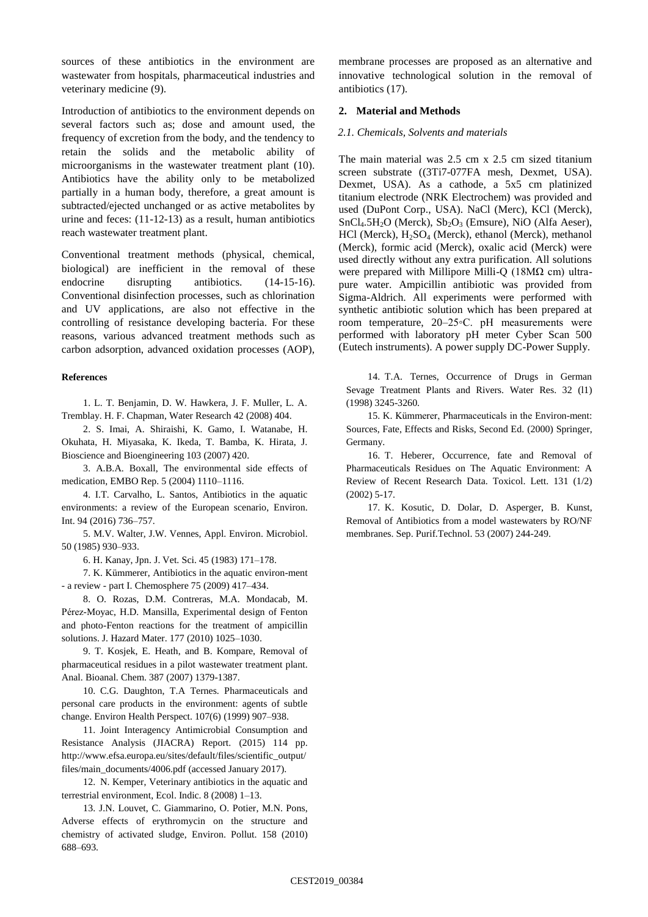sources of these antibiotics in the environment are wastewater from hospitals, pharmaceutical industries and veterinary medicine (9).

Introduction of antibiotics to the environment depends on several factors such as; dose and amount used, the frequency of excretion from the body, and the tendency to retain the solids and the metabolic ability of microorganisms in the wastewater treatment plant (10). Antibiotics have the ability only to be metabolized partially in a human body, therefore, a great amount is subtracted/ejected unchanged or as active metabolites by urine and feces: (11-12-13) as a result, human antibiotics reach wastewater treatment plant.

Conventional treatment methods (physical, chemical, biological) are inefficient in the removal of these endocrine disrupting antibiotics. (14-15-16). Conventional disinfection processes, such as chlorination and UV applications, are also not effective in the controlling of resistance developing bacteria. For these reasons, various advanced treatment methods such as carbon adsorption, advanced oxidation processes (AOP), membrane processes are proposed as an alternative and innovative technological solution in the removal of antibiotics (17).

## 2. Material and Methods

### *2.1. Chemicals, Solvents and materials*

The main material was 2.5 cm x 2.5 cm sized titanium screen substrate ((3Ti7-077FA mesh, Dexmet, USA). Dexmet, USA). As a cathode, a 5x5 cm platinized titanium electrode (NRK Electrochem) was provided and used (DuPont Corp., USA). NaCl (Merc), KCl (Merck), $SnCl_4.5H_2O$ (Merck), $Sb_2O_3$ (Emsure), NiO (Alfa Aeser), HCl (Merck), $H_2SO_4$ (Merck), ethanol (Merck), methanol (Merck), formic acid (Merck), oxalic acid (Merck) were used directly without any extra purification. All solutions were prepared with Millipore Milli-Q (18MΩ cm) ultra-pure water. Ampicillin antibiotic was provided from Sigma-Aldrich. All experiments were performed with synthetic antibiotic solution which has been prepared at room temperature, 20–25◦C. pH measurements were performed with laboratory pH meter Cyber Scan 500 (Eutech instruments). A power supply DC-Power Supply.

#### References

1. L. T. Benjamin, D. W. Hawkera, J. F. Muller, L. A. Tremblay. H. F. Chapman, Water Research 42 (2008) 404.
2. S. Imai, A. Shiraishi, K. Gamo, I. Watanabe, H. Okuhata, H. Miyasaka, K. Ikeda, T. Bamba, K. Hirata, J. Bioscience and Bioengineering 103 (2007) 420.
3. A.B.A. Boxall, The environmental side effects of medication, EMBO Rep. 5 (2004) 1110–1116.
4. I.T. Carvalho, L. Santos, Antibiotics in the aquatic environments: a review of the European scenario, Environ. Int. 94 (2016) 736–757.
5. M.V. Walter, J.W. Vennes, Appl. Environ. Microbiol. 50 (1985) 930–933.
6. H. Kanay, Jpn. J. Vet. Sci. 45 (1983) 171–178.
7. K. Kümmerer, Antibiotics in the aquatic environ-ment - a review - part I. Chemosphere 75 (2009) 417–434.
8. O. Rozas, D.M. Contreras, M.A. Mondacab, M. Pérez-Moyac, H.D. Mansilla, Experimental design of Fenton and photo-Fenton reactions for the treatment of ampicillin solutions. J. Hazard Mater. 177 (2010) 1025–1030.
9. T. Kosjek, E. Heath, and B. Kompare, Removal of pharmaceutical residues in a pilot wastewater treatment plant. Anal. Bioanal. Chem. 387 (2007) 1379-1387.
10. C.G. Daughton, T.A Ternes. Pharmaceuticals and personal care products in the environment: agents of subtle change. Environ Health Perspect. 107(6) (1999) 907–938.
11. Joint Interagency Antimicrobial Consumption and Resistance Analysis (JIACRA) Report. (2015) 114 pp. http://www.efsa.europa.eu/sites/default/files/scientific_output/files/main_documents/4006.pdf (accessed January 2017).
12. N. Kemper, Veterinary antibiotics in the aquatic and terrestrial environment, Ecol. Indic. 8 (2008) 1–13.
13. J.N. Louvet, C. Giammarino, O. Potier, M.N. Pons, Adverse effects of erythromycin on the structure and chemistry of activated sludge, Environ. Pollut. 158 (2010) 688–693.
14. T.A. Ternes, Occurrence of Drugs in German Sevage Treatment Plants and Rivers. Water Res. 32 (l1) (1998) 3245-3260.
15. K. Kümmerer, Pharmaceuticals in the Environ-ment: Sources, Fate, Effects and Risks, Second Ed. (2000) Springer, Germany.
16. T. Heberer, Occurrence, fate and Removal of Pharmaceuticals Residues on The Aquatic Environment: A Review of Recent Research Data. Toxicol. Lett. 131 (1/2) (2002) 5-17.
17. K. Kosutic, D. Dolar, D. Asperger, B. Kunst, Removal of Antibiotics from a model wastewaters by RO/NF membranes. Sep. Purif.Technol. 53 (2007) 244-249.